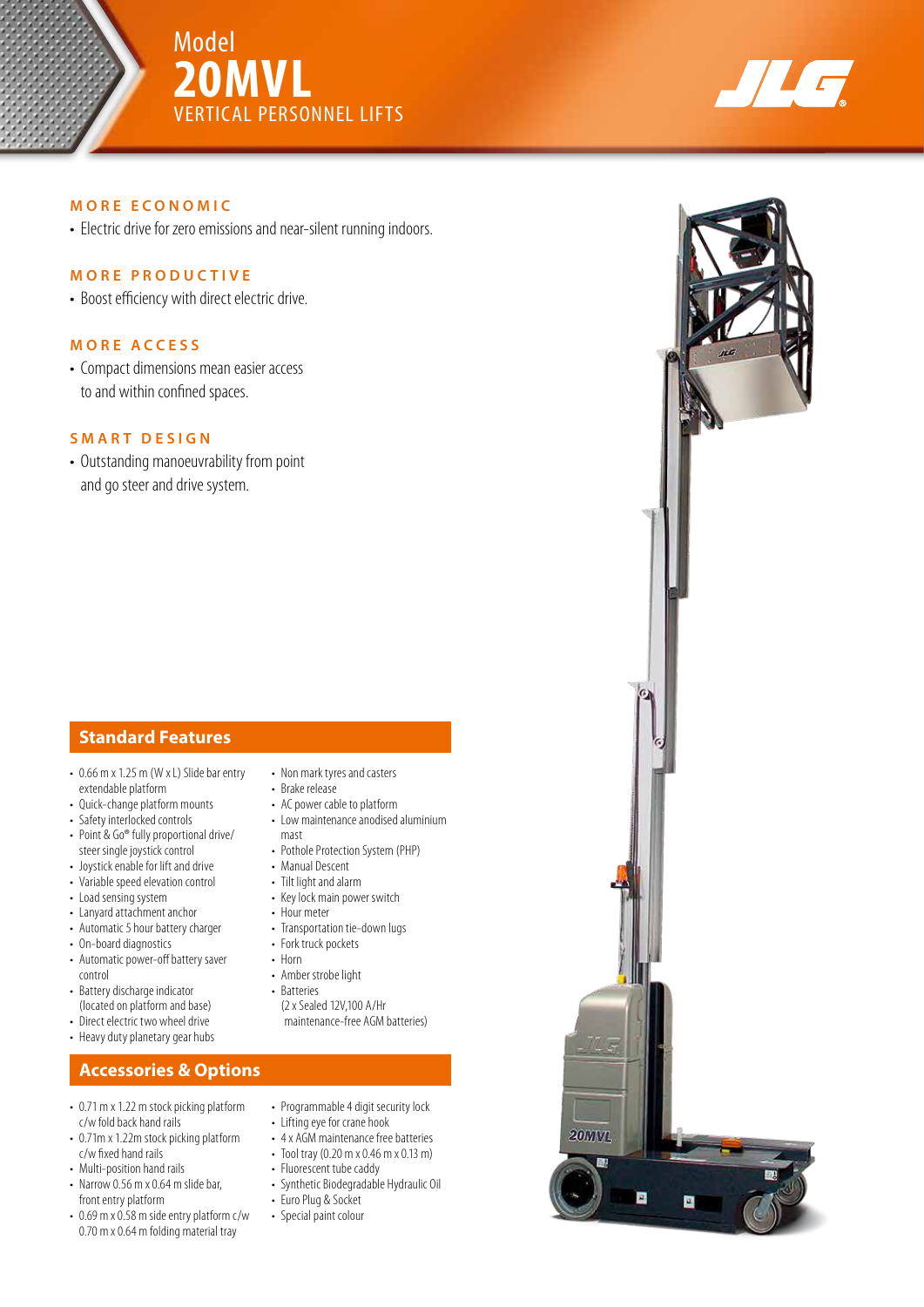# Model
# 20MVL
## VERTICAL PERSONNEL LIFTS

### MORE ECONOMIC

- Electric drive for zero emissions and near-silent running indoors.

### MORE PRODUCTIVE

- Boost efficiency with direct electric drive.

### MORE ACCESS

- Compact dimensions mean easier access to and within confined spaces.

### SMART DESIGN

- Outstanding manoeuvrability from point and go steer and drive system.

## Standard Features

- 0.66 m x 1.25 m (W x L) Slide bar entry extendable platform
- Quick-change platform mounts
- Safety interlocked controls
- Point & Go® fully proportional drive/steer single joystick control
- Joystick enable for lift and drive
- Variable speed elevation control
- Load sensing system
- Lanyard attachment anchor
- Automatic 5 hour battery charger
- On-board diagnostics
- Automatic power-off battery saver control
- Battery discharge indicator (located on platform and base)
- Direct electric two wheel drive
- Heavy duty planetary gear hubs
- Non mark tyres and casters
- Brake release
- AC power cable to platform
- Low maintenance anodised aluminium mast
- Pothole Protection System (PHP)
- Manual Descent
- Tilt light and alarm
- Key lock main power switch
- Hour meter
- Transportation tie-down lugs
- Fork truck pockets
- Horn
- Amber strobe light
- Batteries (2 x Sealed 12V,100 A/Hr maintenance-free AGM batteries)

## Accessories & Options

- 0.71 m x 1.22 m stock picking platform c/w fold back hand rails
- 0.71m x 1.22m stock picking platform c/w fixed hand rails
- Multi-position hand rails
- Narrow 0.56 m x 0.64 m slide bar, front entry platform
- 0.69 m x 0.58 m side entry platform c/w 0.70 m x 0.64 m folding material tray
- Programmable 4 digit security lock
- Lifting eye for crane hook
- 4 x AGM maintenance free batteries
- Tool tray (0.20 m x 0.46 m x 0.13 m)
- Fluorescent tube caddy
- Synthetic Biodegradable Hydraulic Oil
- Euro Plug & Socket
- Special paint colour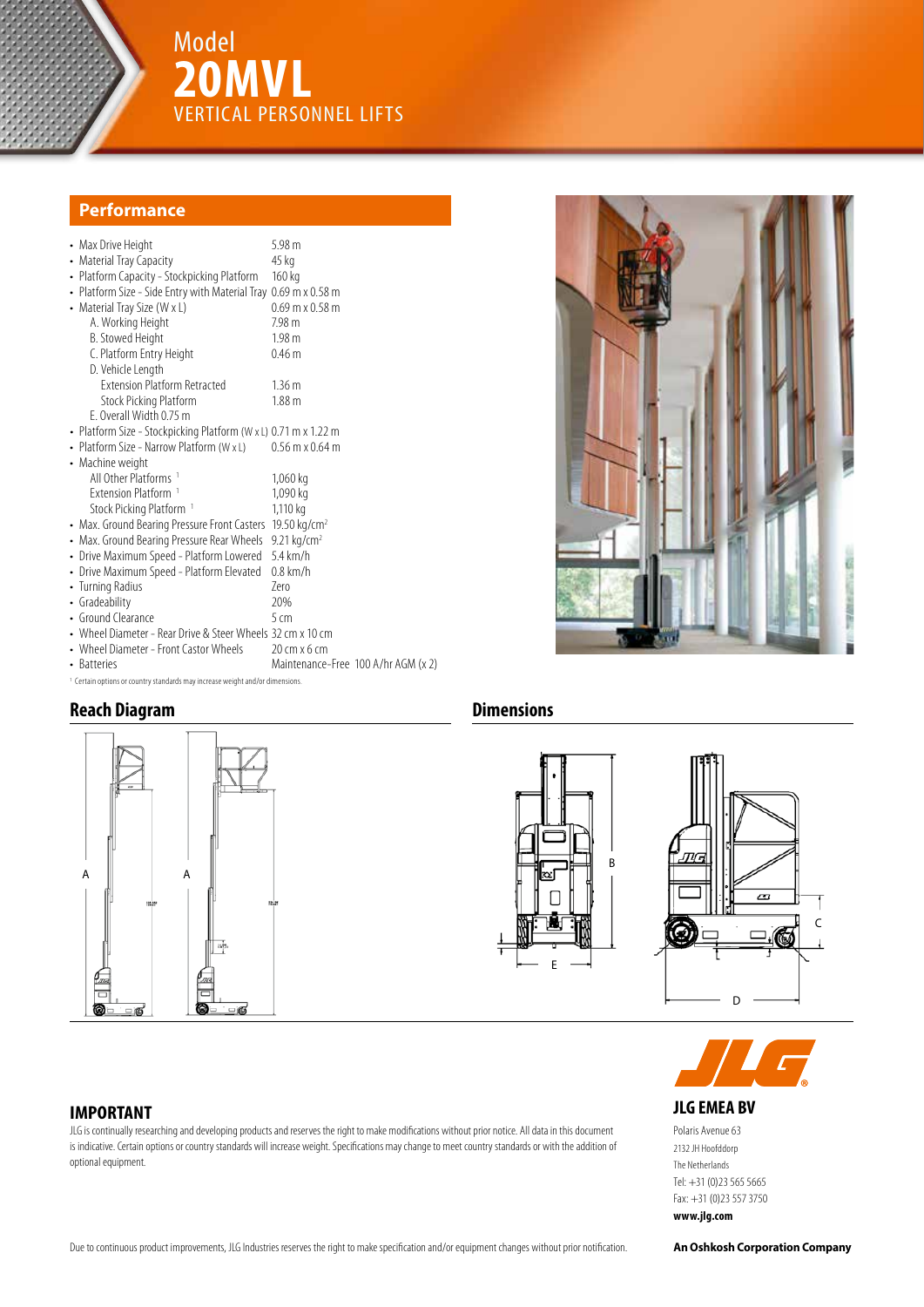# Model
# 20MVL
## VERTICAL PERSONNEL LIFTS

## Performance

| | |
|---|---|
| • Max Drive Height | 5.98 m |
| • Material Tray Capacity | 45 kg |
| • Platform Capacity - Stockpicking Platform | 160 kg |
| • Platform Size - Side Entry with Material Tray | 0.69 m x 0.58 m |
| • Material Tray Size (W x L) | 0.69 m x 0.58 m |
| A. Working Height | 7.98 m |
| B. Stowed Height | 1.98 m |
| C. Platform Entry Height | 0.46 m |
| D. Vehicle Length | |
| Extension Platform Retracted | 1.36 m |
| Stock Picking Platform | 1.88 m |
| E. Overall Width 0.75 m | |
| • Platform Size - Stockpicking Platform (W x L) | 0.71 m x 1.22 m |
| • Platform Size - Narrow Platform (W x L) | 0.56 m x 0.64 m |
| • Machine weight | |
| All Other Platforms [1] | 1,060 kg |
| Extension Platform [1] | 1,090 kg |
| Stock Picking Platform [1] | 1,110 kg |
| • Max. Ground Bearing Pressure Front Casters | 19.50 kg/cm² |
| • Max. Ground Bearing Pressure Rear Wheels | 9.21 kg/cm² |
| • Drive Maximum Speed - Platform Lowered | 5.4 km/h |
| • Drive Maximum Speed - Platform Elevated | 0.8 km/h |
| • Turning Radius | Zero |
| • Gradeability | 20% |
| • Ground Clearance | 5 cm |
| • Wheel Diameter - Rear Drive & Steer Wheels | 32 cm x 10 cm |
| • Wheel Diameter - Front Castor Wheels | 20 cm x 6 cm |
| • Batteries | Maintenance-Free 100 A/hr AGM (x 2) |

[1] Certain options or country standards may increase weight and/or dimensions.

## Reach Diagram

A

A

## Dimensions

B

C

E

D

## IMPORTANT

JLG is continually researching and developing products and reserves the right to make modifications without prior notice. All data in this document is indicative. Certain options or country standards will increase weight. Specifications may change to meet country standards or with the addition of optional equipment.

**JLG EMEA BV**

Polaris Avenue 63
2132 JH Hoofddorp
The Netherlands
Tel: +31 (0)23 565 5665
Fax: +31 (0)23 557 3750
**www.jlg.com**

Due to continuous product improvements, JLG Industries reserves the right to make specification and/or equipment changes without prior notification.

**An Oshkosh Corporation Company**